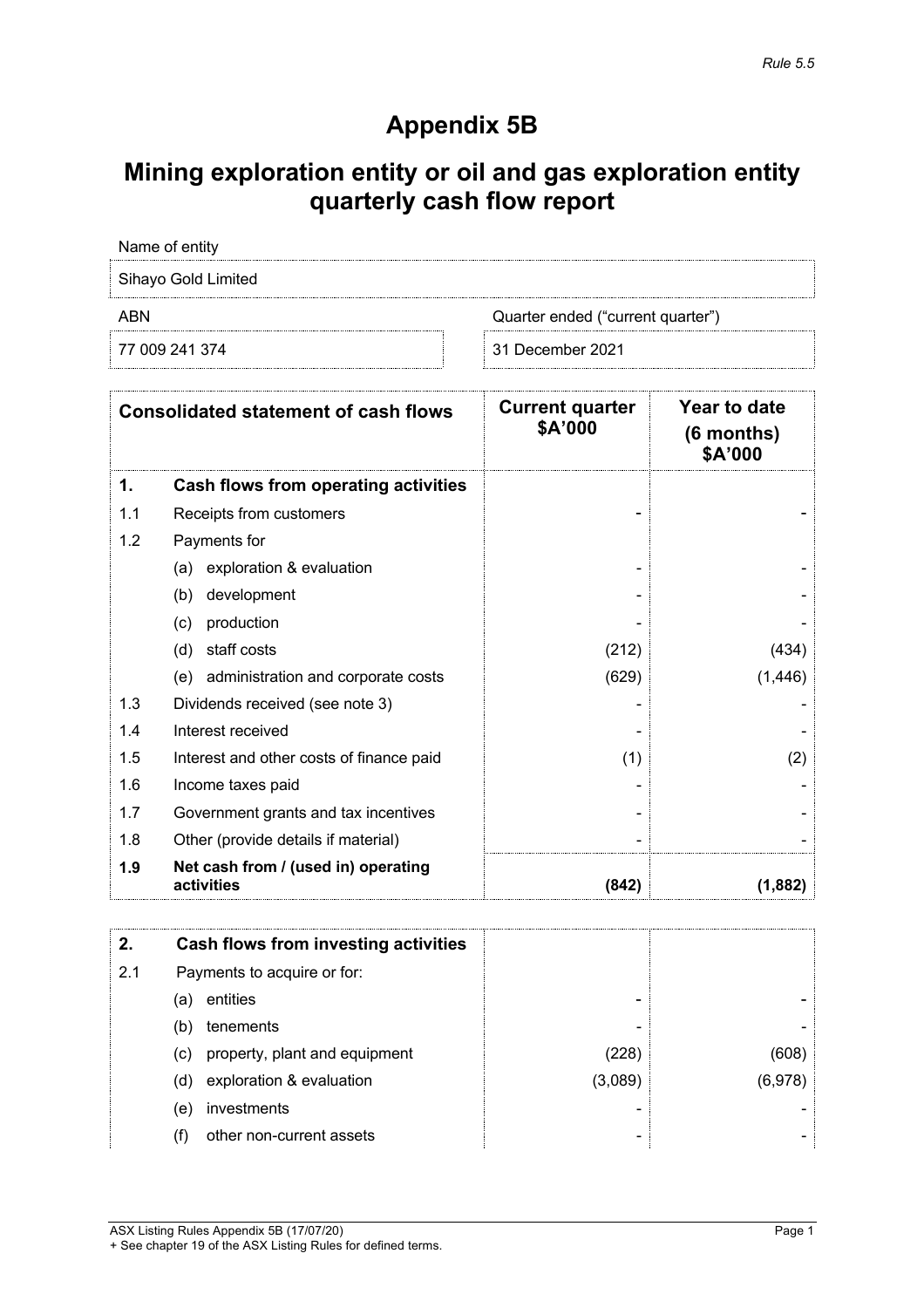*Rule 5.5*

# Appendix 5B

## Mining exploration entity or oil and gas exploration entity quarterly cash flow report

| Name of entity | |
|---|---|
| Sihayo Gold Limited | |
| **ABN** | **Quarter ended ("current quarter")** |
| 77 009 241 374 | 31 December 2021 |

| | Consolidated statement of cash flows | Current quarter $A'000 | Year to date (6 months) $A'000 |
|---|---|---|---|
| **1.** | **Cash flows from operating activities** | | |
| 1.1 | Receipts from customers | - | - |
| 1.2 | Payments for | | |
| | (a) exploration & evaluation | - | - |
| | (b) development | - | - |
| | (c) production | - | - |
| | (d) staff costs | (212) | (434) |
| | (e) administration and corporate costs | (629) | (1,446) |
| 1.3 | Dividends received (see note 3) | - | - |
| 1.4 | Interest received | - | - |
| 1.5 | Interest and other costs of finance paid | (1) | (2) |
| 1.6 | Income taxes paid | - | - |
| 1.7 | Government grants and tax incentives | - | - |
| 1.8 | Other (provide details if material) | - | - |
| **1.9** | **Net cash from / (used in) operating activities** | **(842)** | **(1,882)** |

| | | | |
|---|---|---|---|
| **2.** | **Cash flows from investing activities** | | |
| 2.1 | Payments to acquire or for: | | |
| | (a) entities | - | - |
| | (b) tenements | - | - |
| | (c) property, plant and equipment | (228) | (608) |
| | (d) exploration & evaluation | (3,089) | (6,978) |
| | (e) investments | - | - |
| | (f) other non-current assets | - | - |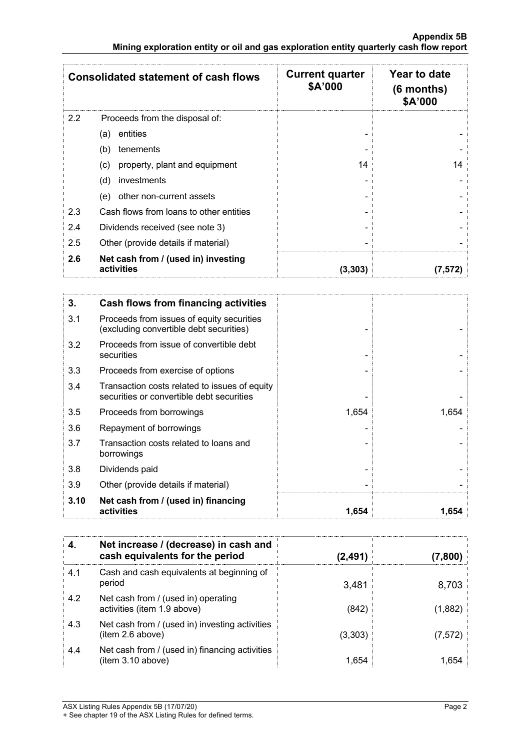| Consolidated statement of cash flows | | Current quarter $A'000 | Year to date (6 months) $A'000 |
|---|---|---|---|
| 2.2 | Proceeds from the disposal of: | | |
| | (a) entities | - | - |
| | (b) tenements | - | - |
| | (c) property, plant and equipment | 14 | 14 |
| | (d) investments | - | - |
| | (e) other non-current assets | - | - |
| 2.3 | Cash flows from loans to other entities | - | - |
| 2.4 | Dividends received (see note 3) | - | - |
| 2.5 | Other (provide details if material) | - | - |
| **2.6** | **Net cash from / (used in) investing activities** | **(3,303)** | **(7,572)** |

| **3.** | **Cash flows from financing activities** | | |
|---|---|---|---|
| 3.1 | Proceeds from issues of equity securities (excluding convertible debt securities) | - | - |
| 3.2 | Proceeds from issue of convertible debt securities | - | - |
| 3.3 | Proceeds from exercise of options | - | - |
| 3.4 | Transaction costs related to issues of equity securities or convertible debt securities | - | - |
| 3.5 | Proceeds from borrowings | 1,654 | 1,654 |
| 3.6 | Repayment of borrowings | - | - |
| 3.7 | Transaction costs related to loans and borrowings | - | - |
| 3.8 | Dividends paid | - | - |
| 3.9 | Other (provide details if material) | - | - |
| **3.10** | **Net cash from / (used in) financing activities** | **1,654** | **1,654** |

| **4.** | **Net increase / (decrease) in cash and cash equivalents for the period** | **(2,491)** | **(7,800)** |
|---|---|---|---|
| 4.1 | Cash and cash equivalents at beginning of period | 3,481 | 8,703 |
| 4.2 | Net cash from / (used in) operating activities (item 1.9 above) | (842) | (1,882) |
| 4.3 | Net cash from / (used in) investing activities (item 2.6 above) | (3,303) | (7,572) |
| 4.4 | Net cash from / (used in) financing activities (item 3.10 above) | 1,654 | 1,654 |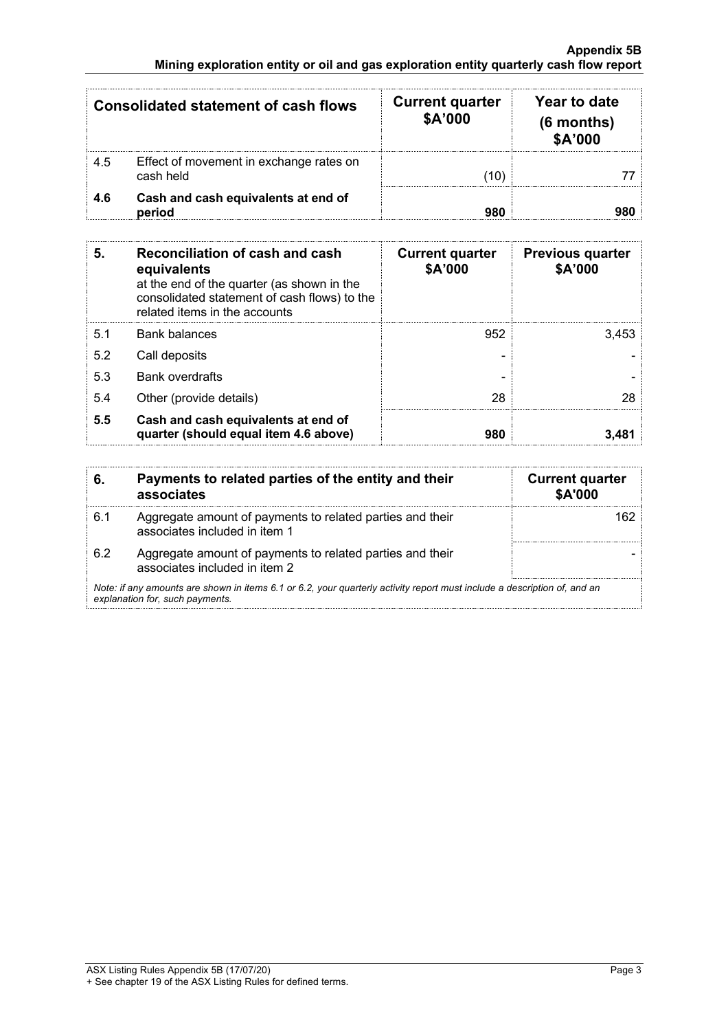| Consolidated statement of cash flows | | Current quarter $A'000 | Year to date (6 months) $A'000 |
|---|---|---|---|
| 4.5 | Effect of movement in exchange rates on cash held | (10) | 77 |
| **4.6** | **Cash and cash equivalents at end of period** | **980** | **980** |

| **5.** | **Reconciliation of cash and cash equivalents** at the end of the quarter (as shown in the consolidated statement of cash flows) to the related items in the accounts | **Current quarter $A'000** | **Previous quarter $A'000** |
|---|---|---|---|
| 5.1 | Bank balances | 952 | 3,453 |
| 5.2 | Call deposits | - | - |
| 5.3 | Bank overdrafts | - | - |
| 5.4 | Other (provide details) | 28 | 28 |
| **5.5** | **Cash and cash equivalents at end of quarter (should equal item 4.6 above)** | **980** | **3,481** |

| **6.** | **Payments to related parties of the entity and their associates** | **Current quarter $A'000** |
|---|---|---|
| 6.1 | Aggregate amount of payments to related parties and their associates included in item 1 | 162 |
| 6.2 | Aggregate amount of payments to related parties and their associates included in item 2 | - |

*Note: if any amounts are shown in items 6.1 or 6.2, your quarterly activity report must include a description of, and an explanation for, such payments.*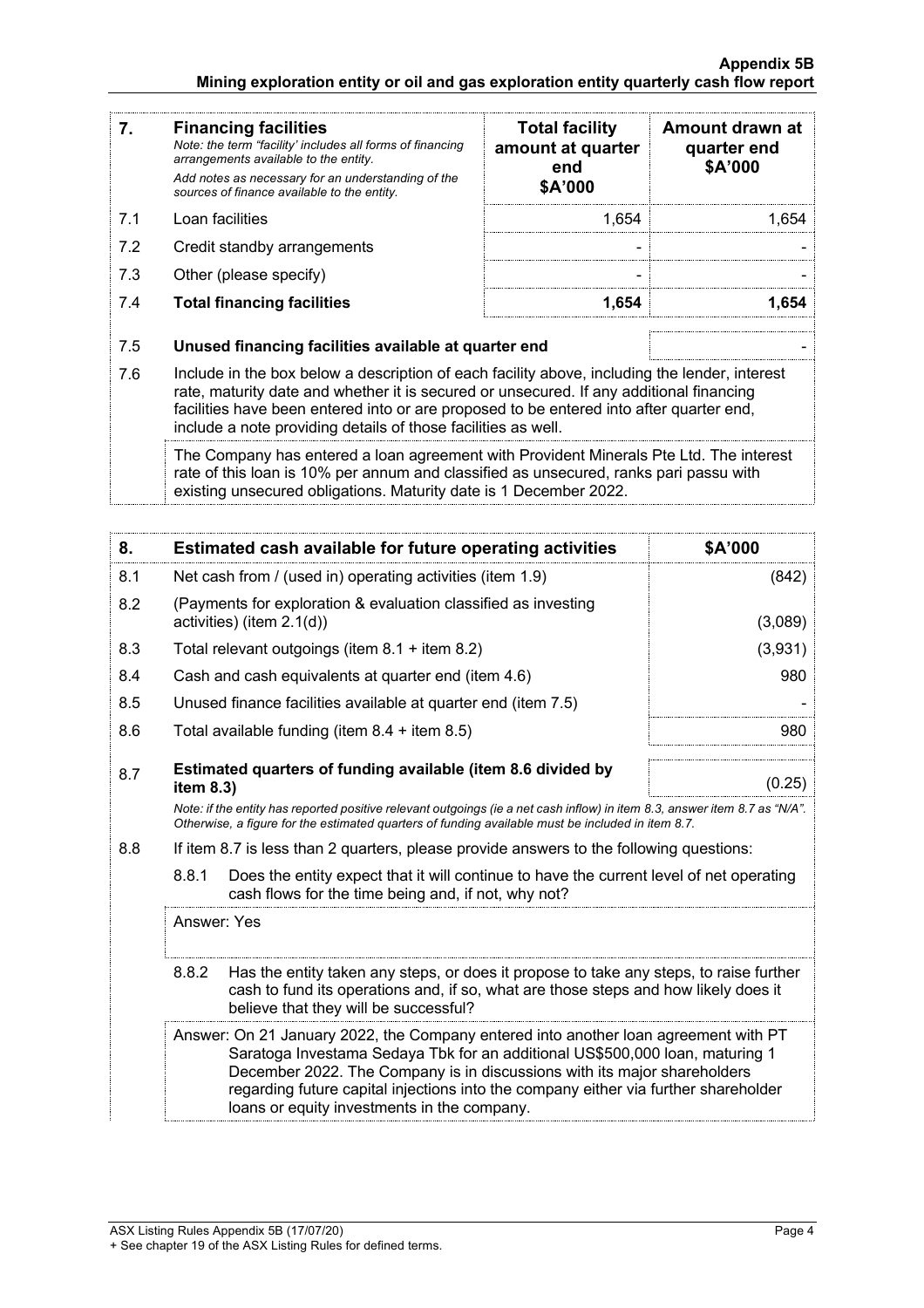| 7. | **Financing facilities**<br>*Note: the term "facility' includes all forms of financing arrangements available to the entity.*<br>*Add notes as necessary for an understanding of the sources of finance available to the entity.* | **Total facility amount at quarter end**<br>**\$A'000** | **Amount drawn at quarter end**<br>**\$A'000** |
|---|---|---|---|
| 7.1 | Loan facilities | 1,654 | 1,654 |
| 7.2 | Credit standby arrangements | - | - |
| 7.3 | Other (please specify) | - | - |
| 7.4 | **Total financing facilities** | **1,654** | **1,654** |
| 7.5 | **Unused financing facilities available at quarter end** | | - |
| 7.6 | Include in the box below a description of each facility above, including the lender, interest rate, maturity date and whether it is secured or unsecured. If any additional financing facilities have been entered into or are proposed to be entered into after quarter end, include a note providing details of those facilities as well. | | |
| | The Company has entered a loan agreement with Provident Minerals Pte Ltd. The interest rate of this loan is 10% per annum and classified as unsecured, ranks pari passu with existing unsecured obligations. Maturity date is 1 December 2022. | | |

| 8. | **Estimated cash available for future operating activities** | **\$A'000** |
|---|---|---|
| 8.1 | Net cash from / (used in) operating activities (item 1.9) | (842) |
| 8.2 | (Payments for exploration & evaluation classified as investing activities) (item 2.1(d)) | (3,089) |
| 8.3 | Total relevant outgoings (item 8.1 + item 8.2) | (3,931) |
| 8.4 | Cash and cash equivalents at quarter end (item 4.6) | 980 |
| 8.5 | Unused finance facilities available at quarter end (item 7.5) | - |
| 8.6 | Total available funding (item 8.4 + item 8.5) | 980 |
| 8.7 | **Estimated quarters of funding available (item 8.6 divided by item 8.3)** | (0.25) |

*Note: if the entity has reported positive relevant outgoings (ie a net cash inflow) in item 8.3, answer item 8.7 as "N/A". Otherwise, a figure for the estimated quarters of funding available must be included in item 8.7.*

8.8 If item 8.7 is less than 2 quarters, please provide answers to the following questions:

8.8.1 Does the entity expect that it will continue to have the current level of net operating cash flows for the time being and, if not, why not?

Answer: Yes

8.8.2 Has the entity taken any steps, or does it propose to take any steps, to raise further cash to fund its operations and, if so, what are those steps and how likely does it believe that they will be successful?

Answer: On 21 January 2022, the Company entered into another loan agreement with PT Saratoga Investama Sedaya Tbk for an additional US\$500,000 loan, maturing 1 December 2022. The Company is in discussions with its major shareholders regarding future capital injections into the company either via further shareholder loans or equity investments in the company.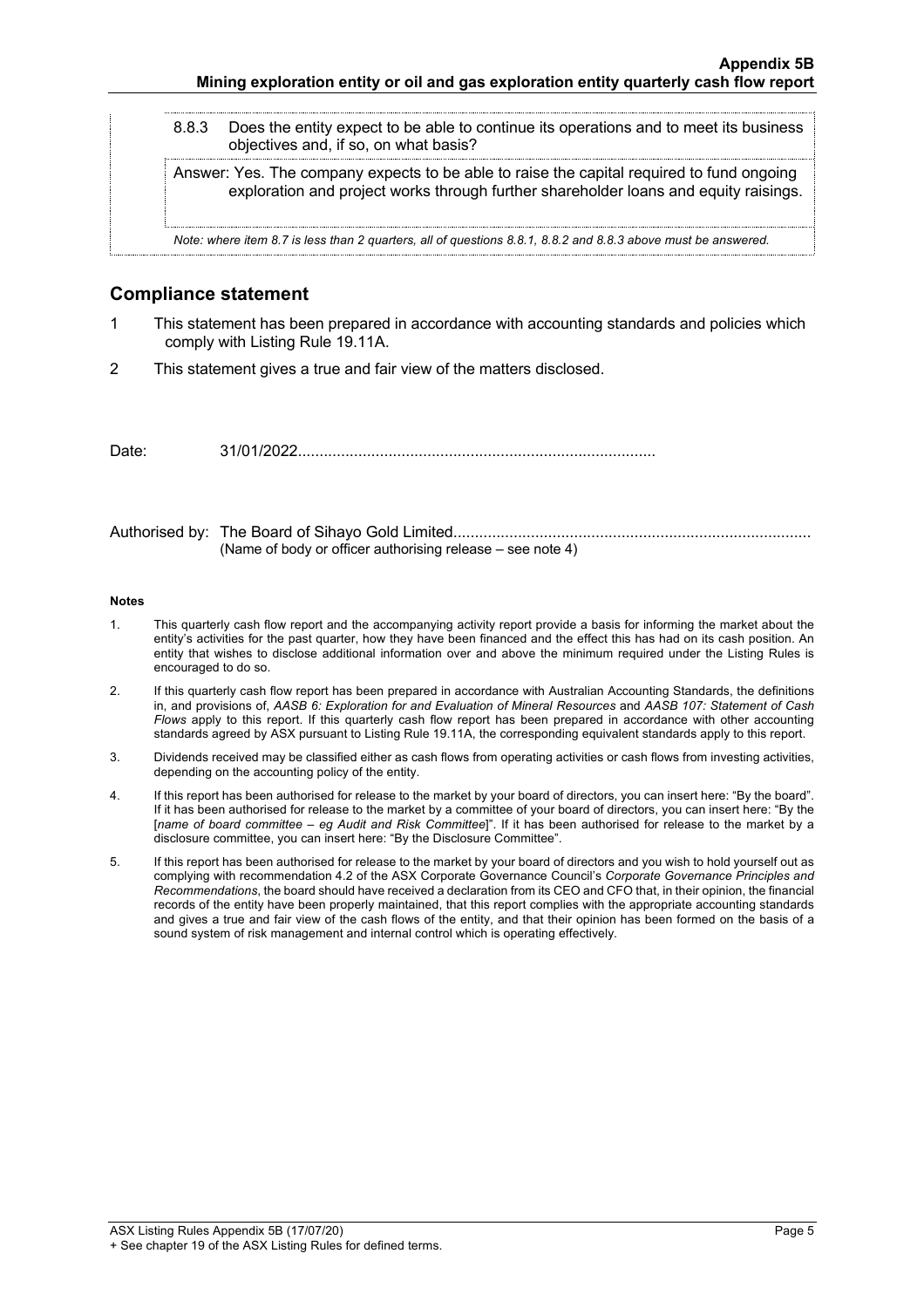| 8.8.3 | Does the entity expect to be able to continue its operations and to meet its business objectives and, if so, on what basis? |
|---|---|
| Answer: Yes. The company expects to be able to raise the capital required to fund ongoing exploration and project works through further shareholder loans and equity raisings. | |

*Note: where item 8.7 is less than 2 quarters, all of questions 8.8.1, 8.8.2 and 8.8.3 above must be answered.*

## Compliance statement

1. This statement has been prepared in accordance with accounting standards and policies which comply with Listing Rule 19.11A.
2. This statement gives a true and fair view of the matters disclosed.

Date: 31/01/2022..................................................................................

Authorised by: The Board of Sihayo Gold Limited..................................................................................
(Name of body or officer authorising release – see note 4)

**Notes**

1. This quarterly cash flow report and the accompanying activity report provide a basis for informing the market about the entity's activities for the past quarter, how they have been financed and the effect this has had on its cash position. An entity that wishes to disclose additional information over and above the minimum required under the Listing Rules is encouraged to do so.
2. If this quarterly cash flow report has been prepared in accordance with Australian Accounting Standards, the definitions in, and provisions of, *AASB 6: Exploration for and Evaluation of Mineral Resources* and *AASB 107: Statement of Cash Flows* apply to this report. If this quarterly cash flow report has been prepared in accordance with other accounting standards agreed by ASX pursuant to Listing Rule 19.11A, the corresponding equivalent standards apply to this report.
3. Dividends received may be classified either as cash flows from operating activities or cash flows from investing activities, depending on the accounting policy of the entity.
4. If this report has been authorised for release to the market by your board of directors, you can insert here: "By the board". If it has been authorised for release to the market by a committee of your board of directors, you can insert here: "By the [*name of board committee – eg Audit and Risk Committee*]". If it has been authorised for release to the market by a disclosure committee, you can insert here: "By the Disclosure Committee".
5. If this report has been authorised for release to the market by your board of directors and you wish to hold yourself out as complying with recommendation 4.2 of the ASX Corporate Governance Council's *Corporate Governance Principles and Recommendations*, the board should have received a declaration from its CEO and CFO that, in their opinion, the financial records of the entity have been properly maintained, that this report complies with the appropriate accounting standards and gives a true and fair view of the cash flows of the entity, and that their opinion has been formed on the basis of a sound system of risk management and internal control which is operating effectively.